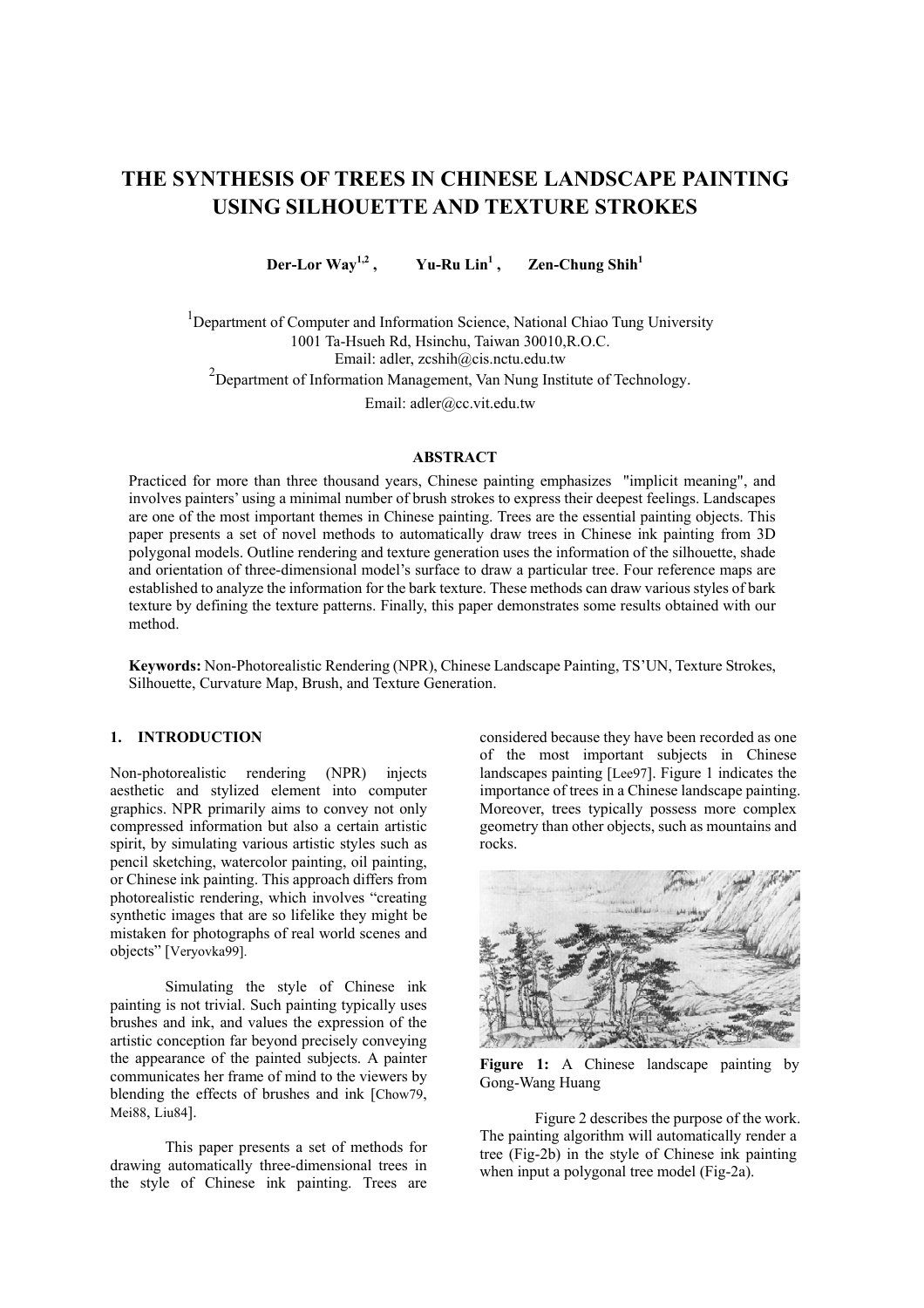# THE SYNTHESIS OF TREES IN CHINESE LANDSCAPE PAINTING USING SILHOUETTE AND TEXTURE STROKES

**Der-Lor Way[1,2] , Yu-Ru Lin[1] , Zen-Chung Shih[1]**

[1]Department of Computer and Information Science, National Chiao Tung University
1001 Ta-Hsueh Rd, Hsinchu, Taiwan 30010,R.O.C.
Email: adler, zcshih@cis.nctu.edu.tw
[2]Department of Information Management, Van Nung Institute of Technology.
Email: adler@cc.vit.edu.tw

## ABSTRACT

Practiced for more than three thousand years, Chinese painting emphasizes "implicit meaning", and involves painters' using a minimal number of brush strokes to express their deepest feelings. Landscapes are one of the most important themes in Chinese painting. Trees are the essential painting objects. This paper presents a set of novel methods to automatically draw trees in Chinese ink painting from 3D polygonal models. Outline rendering and texture generation uses the information of the silhouette, shade and orientation of three-dimensional model's surface to draw a particular tree. Four reference maps are established to analyze the information for the bark texture. These methods can draw various styles of bark texture by defining the texture patterns. Finally, this paper demonstrates some results obtained with our method.

**Keywords:** Non-Photorealistic Rendering (NPR), Chinese Landscape Painting, TS'UN, Texture Strokes, Silhouette, Curvature Map, Brush, and Texture Generation.

## 1. INTRODUCTION

Non-photorealistic rendering (NPR) injects aesthetic and stylized element into computer graphics. NPR primarily aims to convey not only compressed information but also a certain artistic spirit, by simulating various artistic styles such as pencil sketching, watercolor painting, oil painting, or Chinese ink painting. This approach differs from photorealistic rendering, which involves "creating synthetic images that are so lifelike they might be mistaken for photographs of real world scenes and objects" [Veryovka99].

Simulating the style of Chinese ink painting is not trivial. Such painting typically uses brushes and ink, and values the expression of the artistic conception far beyond precisely conveying the appearance of the painted subjects. A painter communicates her frame of mind to the viewers by blending the effects of brushes and ink [Chow79, Mei88, Liu84].

This paper presents a set of methods for drawing automatically three-dimensional trees in the style of Chinese ink painting. Trees are considered because they have been recorded as one of the most important subjects in Chinese landscapes painting [Lee97]. Figure 1 indicates the importance of trees in a Chinese landscape painting. Moreover, trees typically possess more complex geometry than other objects, such as mountains and rocks.

**Figure 1:** A Chinese landscape painting by Gong-Wang Huang

Figure 2 describes the purpose of the work. The painting algorithm will automatically render a tree (Fig-2b) in the style of Chinese ink painting when input a polygonal tree model (Fig-2a).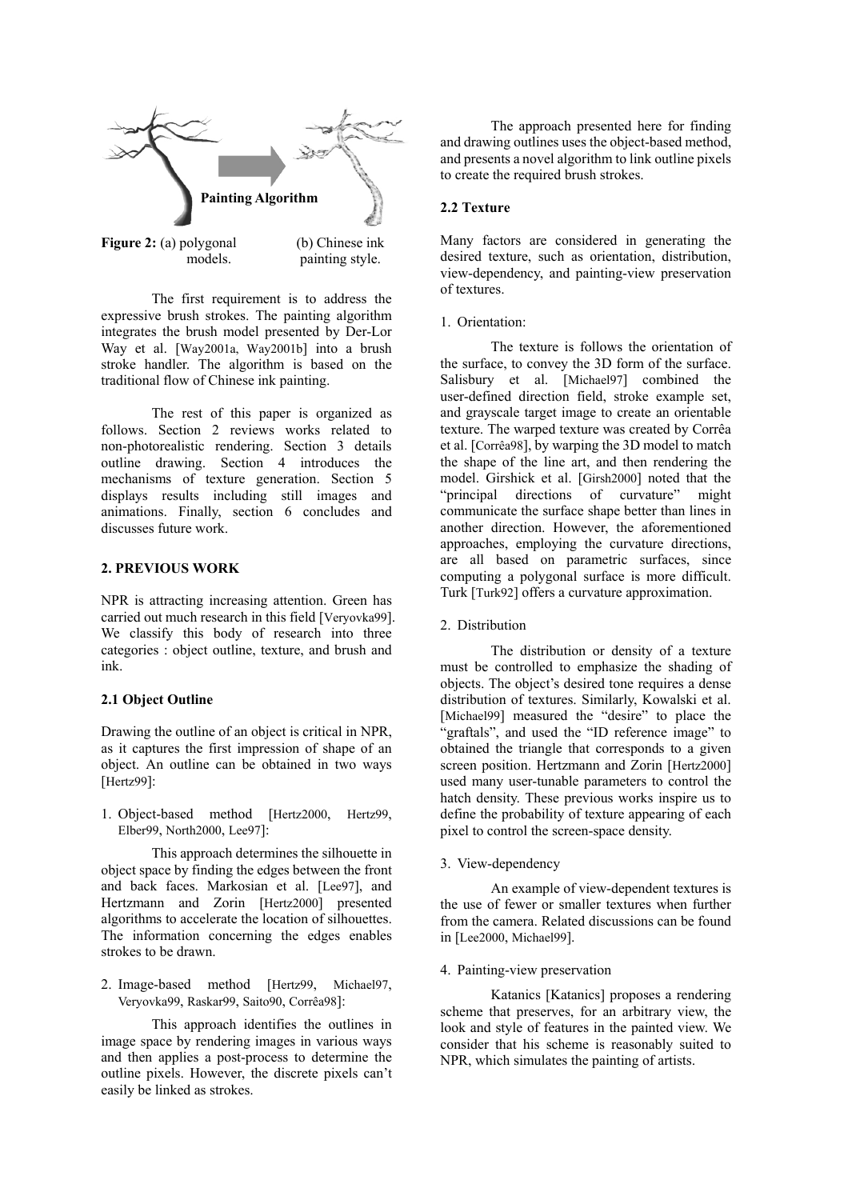Painting Algorithm

**Figure 2:** (a) polygonal models. (b) Chinese ink painting style.

The first requirement is to address the expressive brush strokes. The painting algorithm integrates the brush model presented by Der-Lor Way et al. [Way2001a, Way2001b] into a brush stroke handler. The algorithm is based on the traditional flow of Chinese ink painting.

The rest of this paper is organized as follows. Section 2 reviews works related to non-photorealistic rendering. Section 3 details outline drawing. Section 4 introduces the mechanisms of texture generation. Section 5 displays results including still images and animations. Finally, section 6 concludes and discusses future work.

## 2. PREVIOUS WORK

NPR is attracting increasing attention. Green has carried out much research in this field [Veryovka99]. We classify this body of research into three categories : object outline, texture, and brush and ink.

### 2.1 Object Outline

Drawing the outline of an object is critical in NPR, as it captures the first impression of shape of an object. An outline can be obtained in two ways [Hertz99]:

1. Object-based method [Hertz2000, Hertz99, Elber99, North2000, Lee97]:

   This approach determines the silhouette in object space by finding the edges between the front and back faces. Markosian et al. [Lee97], and Hertzmann and Zorin [Hertz2000] presented algorithms to accelerate the location of silhouettes. The information concerning the edges enables strokes to be drawn.

2. Image-based method [Hertz99, Michael97, Veryovka99, Raskar99, Saito90, Corrêa98]:

   This approach identifies the outlines in image space by rendering images in various ways and then applies a post-process to determine the outline pixels. However, the discrete pixels can't easily be linked as strokes.

The approach presented here for finding and drawing outlines uses the object-based method, and presents a novel algorithm to link outline pixels to create the required brush strokes.

### 2.2 Texture

Many factors are considered in generating the desired texture, such as orientation, distribution, view-dependency, and painting-view preservation of textures.

1. Orientation:

   The texture is follows the orientation of the surface, to convey the 3D form of the surface. Salisbury et al. [Michael97] combined the user-defined direction field, stroke example set, and grayscale target image to create an orientable texture. The warped texture was created by Corrêa et al. [Corrêa98], by warping the 3D model to match the shape of the line art, and then rendering the model. Girshick et al. [Girsh2000] noted that the "principal directions of curvature" might communicate the surface shape better than lines in another direction. However, the aforementioned approaches, employing the curvature directions, are all based on parametric surfaces, since computing a polygonal surface is more difficult. Turk [Turk92] offers a curvature approximation.

2. Distribution

   The distribution or density of a texture must be controlled to emphasize the shading of objects. The object's desired tone requires a dense distribution of textures. Similarly, Kowalski et al. [Michael99] measured the "desire" to place the "graftals", and used the "ID reference image" to obtained the triangle that corresponds to a given screen position. Hertzmann and Zorin [Hertz2000] used many user-tunable parameters to control the hatch density. These previous works inspire us to define the probability of texture appearing of each pixel to control the screen-space density.

3. View-dependency

   An example of view-dependent textures is the use of fewer or smaller textures when further from the camera. Related discussions can be found in [Lee2000, Michael99].

4. Painting-view preservation

   Katanics [Katanics] proposes a rendering scheme that preserves, for an arbitrary view, the look and style of features in the painted view. We consider that his scheme is reasonably suited to NPR, which simulates the painting of artists.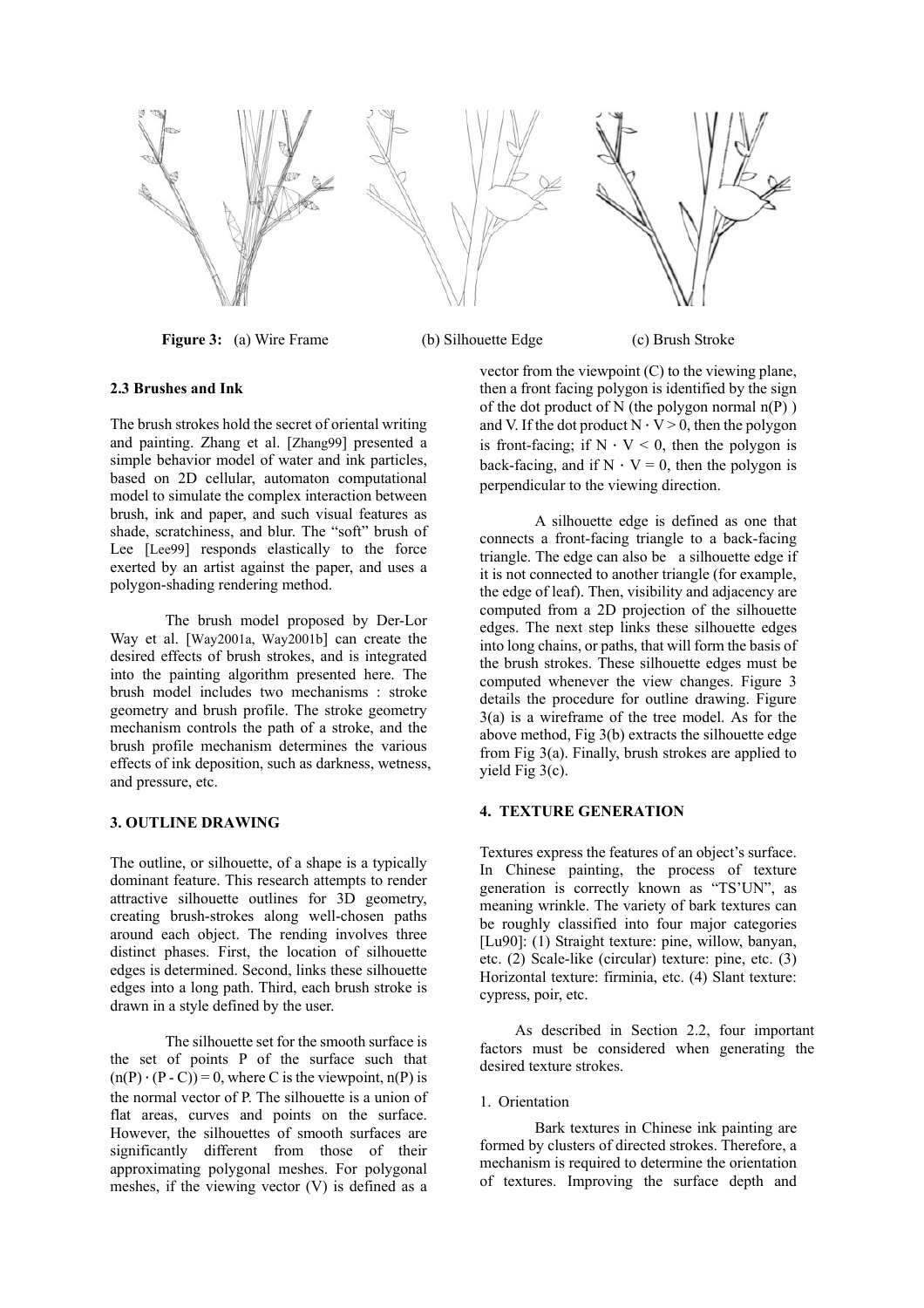**Figure 3:** (a) Wire Frame (b) Silhouette Edge (c) Brush Stroke

### 2.3 Brushes and Ink

The brush strokes hold the secret of oriental writing and painting. Zhang et al. [Zhang99] presented a simple behavior model of water and ink particles, based on 2D cellular, automaton computational model to simulate the complex interaction between brush, ink and paper, and such visual features as shade, scratchiness, and blur. The "soft" brush of Lee [Lee99] responds elastically to the force exerted by an artist against the paper, and uses a polygon-shading rendering method.

The brush model proposed by Der-Lor Way et al. [Way2001a, Way2001b] can create the desired effects of brush strokes, and is integrated into the painting algorithm presented here. The brush model includes two mechanisms : stroke geometry and brush profile. The stroke geometry mechanism controls the path of a stroke, and the brush profile mechanism determines the various effects of ink deposition, such as darkness, wetness, and pressure, etc.

## 3. OUTLINE DRAWING

The outline, or silhouette, of a shape is a typically dominant feature. This research attempts to render attractive silhouette outlines for 3D geometry, creating brush-strokes along well-chosen paths around each object. The rending involves three distinct phases. First, the location of silhouette edges is determined. Second, links these silhouette edges into a long path. Third, each brush stroke is drawn in a style defined by the user.

The silhouette set for the smooth surface is the set of points P of the surface such that $(n(P) \cdot (P - C)) = 0$, where C is the viewpoint, n(P) is the normal vector of P. The silhouette is a union of flat areas, curves and points on the surface. However, the silhouettes of smooth surfaces are significantly different from those of their approximating polygonal meshes. For polygonal meshes, if the viewing vector (V) is defined as a vector from the viewpoint (C) to the viewing plane, then a front facing polygon is identified by the sign of the dot product of N (the polygon normal n(P) ) and V. If the dot product $N \cdot V > 0$, then the polygon is front-facing; if $N \cdot V < 0$, then the polygon is back-facing, and if $N \cdot V = 0$, then the polygon is perpendicular to the viewing direction.

A silhouette edge is defined as one that connects a front-facing triangle to a back-facing triangle. The edge can also be a silhouette edge if it is not connected to another triangle (for example, the edge of leaf). Then, visibility and adjacency are computed from a 2D projection of the silhouette edges. The next step links these silhouette edges into long chains, or paths, that will form the basis of the brush strokes. These silhouette edges must be computed whenever the view changes. Figure 3 details the procedure for outline drawing. Figure 3(a) is a wireframe of the tree model. As for the above method, Fig 3(b) extracts the silhouette edge from Fig 3(a). Finally, brush strokes are applied to yield Fig 3(c).

## 4. TEXTURE GENERATION

Textures express the features of an object's surface. In Chinese painting, the process of texture generation is correctly known as "TS'UN", as meaning wrinkle. The variety of bark textures can be roughly classified into four major categories [Lu90]: (1) Straight texture: pine, willow, banyan, etc. (2) Scale-like (circular) texture: pine, etc. (3) Horizontal texture: firminia, etc. (4) Slant texture: cypress, poir, etc.

As described in Section 2.2, four important factors must be considered when generating the desired texture strokes.

1. Orientation

Bark textures in Chinese ink painting are formed by clusters of directed strokes. Therefore, a mechanism is required to determine the orientation of textures. Improving the surface depth and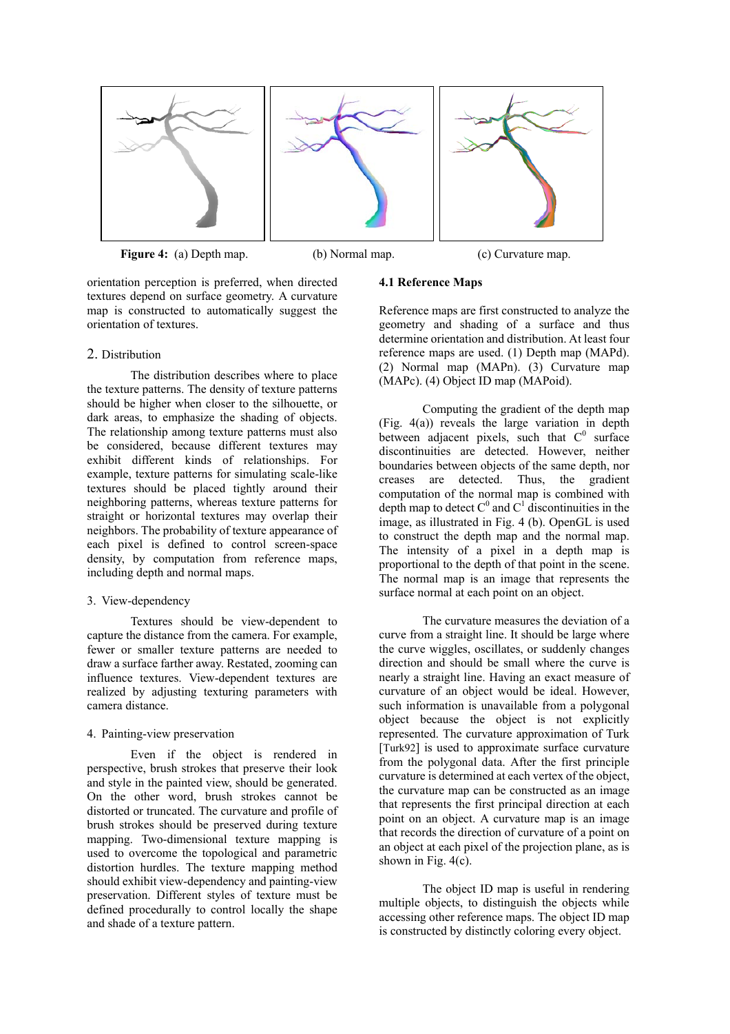**Figure 4:** (a) Depth map. (b) Normal map. (c) Curvature map.

orientation perception is preferred, when directed textures depend on surface geometry. A curvature map is constructed to automatically suggest the orientation of textures.

2. Distribution

The distribution describes where to place the texture patterns. The density of texture patterns should be higher when closer to the silhouette, or dark areas, to emphasize the shading of objects. The relationship among texture patterns must also be considered, because different textures may exhibit different kinds of relationships. For example, texture patterns for simulating scale-like textures should be placed tightly around their neighboring patterns, whereas texture patterns for straight or horizontal textures may overlap their neighbors. The probability of texture appearance of each pixel is defined to control screen-space density, by computation from reference maps, including depth and normal maps.

3. View-dependency

Textures should be view-dependent to capture the distance from the camera. For example, fewer or smaller texture patterns are needed to draw a surface farther away. Restated, zooming can influence textures. View-dependent textures are realized by adjusting texturing parameters with camera distance.

4. Painting-view preservation

Even if the object is rendered in perspective, brush strokes that preserve their look and style in the painted view, should be generated. On the other word, brush strokes cannot be distorted or truncated. The curvature and profile of brush strokes should be preserved during texture mapping. Two-dimensional texture mapping is used to overcome the topological and parametric distortion hurdles. The texture mapping method should exhibit view-dependency and painting-view preservation. Different styles of texture must be defined procedurally to control locally the shape and shade of a texture pattern.

### 4.1 Reference Maps

Reference maps are first constructed to analyze the geometry and shading of a surface and thus determine orientation and distribution. At least four reference maps are used. (1) Depth map (MAPd). (2) Normal map (MAPn). (3) Curvature map (MAPc). (4) Object ID map (MAPoid).

Computing the gradient of the depth map (Fig. 4(a)) reveals the large variation in depth between adjacent pixels, such that $C^0$ surface discontinuities are detected. However, neither boundaries between objects of the same depth, nor creases are detected. Thus, the gradient computation of the normal map is combined with depth map to detect $C^0$ and $C^1$ discontinuities in the image, as illustrated in Fig. 4 (b). OpenGL is used to construct the depth map and the normal map. The intensity of a pixel in a depth map is proportional to the depth of that point in the scene. The normal map is an image that represents the surface normal at each point on an object.

The curvature measures the deviation of a curve from a straight line. It should be large where the curve wiggles, oscillates, or suddenly changes direction and should be small where the curve is nearly a straight line. Having an exact measure of curvature of an object would be ideal. However, such information is unavailable from a polygonal object because the object is not explicitly represented. The curvature approximation of Turk [Turk92] is used to approximate surface curvature from the polygonal data. After the first principle curvature is determined at each vertex of the object, the curvature map can be constructed as an image that represents the first principal direction at each point on an object. A curvature map is an image that records the direction of curvature of a point on an object at each pixel of the projection plane, as is shown in Fig. 4(c).

The object ID map is useful in rendering multiple objects, to distinguish the objects while accessing other reference maps. The object ID map is constructed by distinctly coloring every object.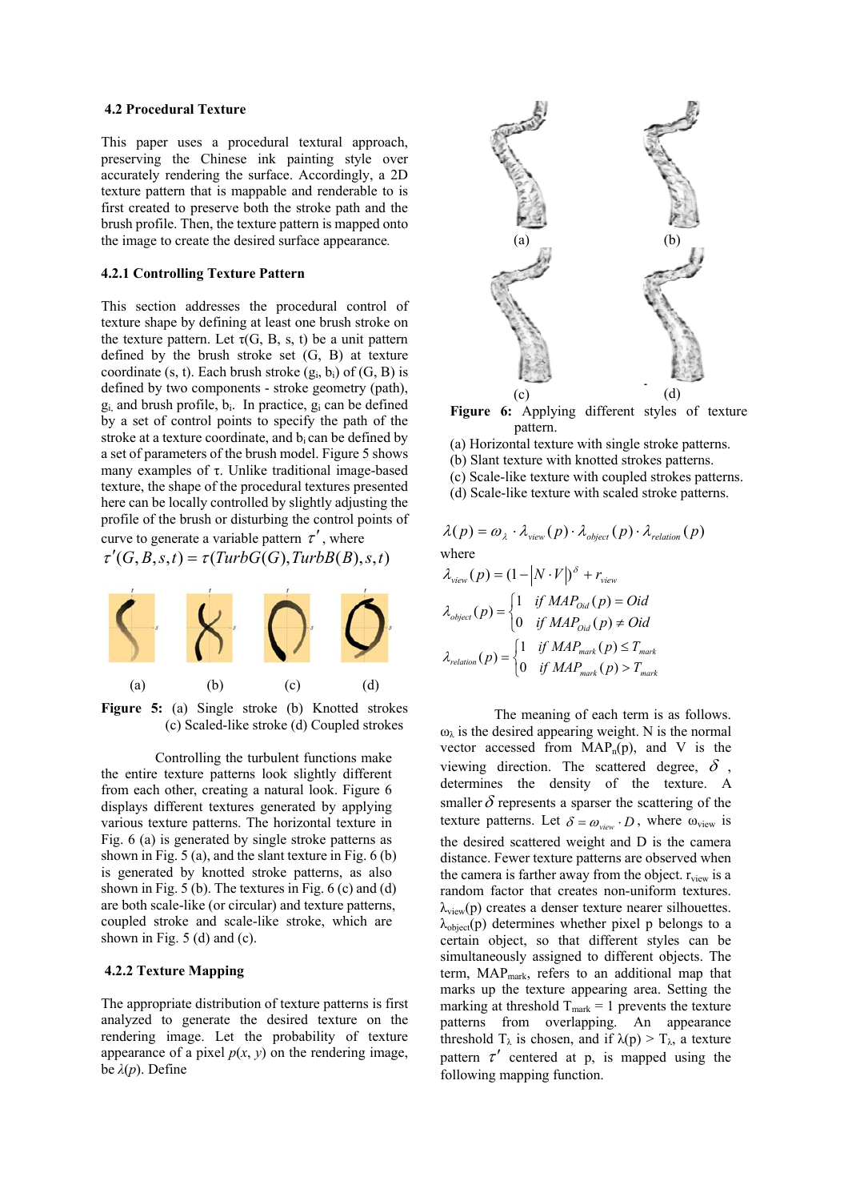### 4.2 Procedural Texture

This paper uses a procedural textural approach, preserving the Chinese ink painting style over accurately rendering the surface. Accordingly, a 2D texture pattern that is mappable and renderable to is first created to preserve both the stroke path and the brush profile. Then, the texture pattern is mapped onto the image to create the desired surface appearance.

#### 4.2.1 Controlling Texture Pattern

This section addresses the procedural control of texture shape by defining at least one brush stroke on the texture pattern. Let τ(G, B, s, t) be a unit pattern defined by the brush stroke set (G, B) at texture coordinate (s, t). Each brush stroke ($g_i$, $b_i$) of (G, B) is defined by two components - stroke geometry (path), $g_i$, and brush profile, $b_i$. In practice, $g_i$ can be defined by a set of control points to specify the path of the stroke at a texture coordinate, and $b_i$ can be defined by a set of parameters of the brush model. Figure 5 shows many examples of τ. Unlike traditional image-based texture, the shape of the procedural textures presented here can be locally controlled by slightly adjusting the profile of the brush or disturbing the control points of curve to generate a variable pattern $\tau'$, where

$$\tau'(G,B,s,t) = \tau(TurbG(G), TurbB(B), s, t)$$

(a) (b) (c) (d)

**Figure 5:** (a) Single stroke (b) Knotted strokes (c) Scaled-like stroke (d) Coupled strokes

Controlling the turbulent functions make the entire texture patterns look slightly different from each other, creating a natural look. Figure 6 displays different textures generated by applying various texture patterns. The horizontal texture in Fig. 6 (a) is generated by single stroke patterns as shown in Fig. 5 (a), and the slant texture in Fig. 6 (b) is generated by knotted stroke patterns, as also shown in Fig. 5 (b). The textures in Fig. 6 (c) and (d) are both scale-like (or circular) and texture patterns, coupled stroke and scale-like stroke, which are shown in Fig. 5 (d) and (c).

#### 4.2.2 Texture Mapping

The appropriate distribution of texture patterns is first analyzed to generate the desired texture on the rendering image. Let the probability of texture appearance of a pixel *p*(*x*, *y*) on the rendering image, be *λ*(*p*). Define

(a) (b) (c) (d)

**Figure 6:** Applying different styles of texture pattern.
(a) Horizontal texture with single stroke patterns.
(b) Slant texture with knotted strokes patterns.
(c) Scale-like texture with coupled strokes patterns.
(d) Scale-like texture with scaled stroke patterns.

$$\lambda(p) = \omega_\lambda \cdot \lambda_{view}(p) \cdot \lambda_{object}(p) \cdot \lambda_{relation}(p)$$

where

$$\lambda_{view}(p) = (1 - |N \cdot V|)^\delta + r_{view}$$

$$\lambda_{object}(p) = \begin{cases} 1 & \text{if } MAP_{Oid}(p) = Oid \\ 0 & \text{if } MAP_{Oid}(p) \neq Oid \end{cases}$$

$$\lambda_{relation}(p) = \begin{cases} 1 & \text{if } MAP_{mark}(p) \leq T_{mark} \\ 0 & \text{if } MAP_{mark}(p) > T_{mark} \end{cases}$$

The meaning of each term is as follows. $\omega_\lambda$ is the desired appearing weight. N is the normal vector accessed from $MAP_n(p)$, and V is the viewing direction. The scattered degree, $\delta$, determines the density of the texture. A smaller $\delta$ represents a sparser the scattering of the texture patterns. Let $\delta = \omega_{view} \cdot D$, where $\omega_{view}$ is the desired scattered weight and D is the camera distance. Fewer texture patterns are observed when the camera is farther away from the object. $r_{view}$ is a random factor that creates non-uniform textures. $\lambda_{view}(p)$ creates a denser texture nearer silhouettes. $\lambda_{object}(p)$ determines whether pixel p belongs to a certain object, so that different styles can be simultaneously assigned to different objects. The term, $MAP_{mark}$, refers to an additional map that marks up the texture appearing area. Setting the marking at threshold $T_{mark} = 1$ prevents the texture patterns from overlapping. An appearance threshold $T_\lambda$ is chosen, and if $\lambda(p) > T_\lambda$, a texture pattern $\tau'$ centered at p, is mapped using the following mapping function.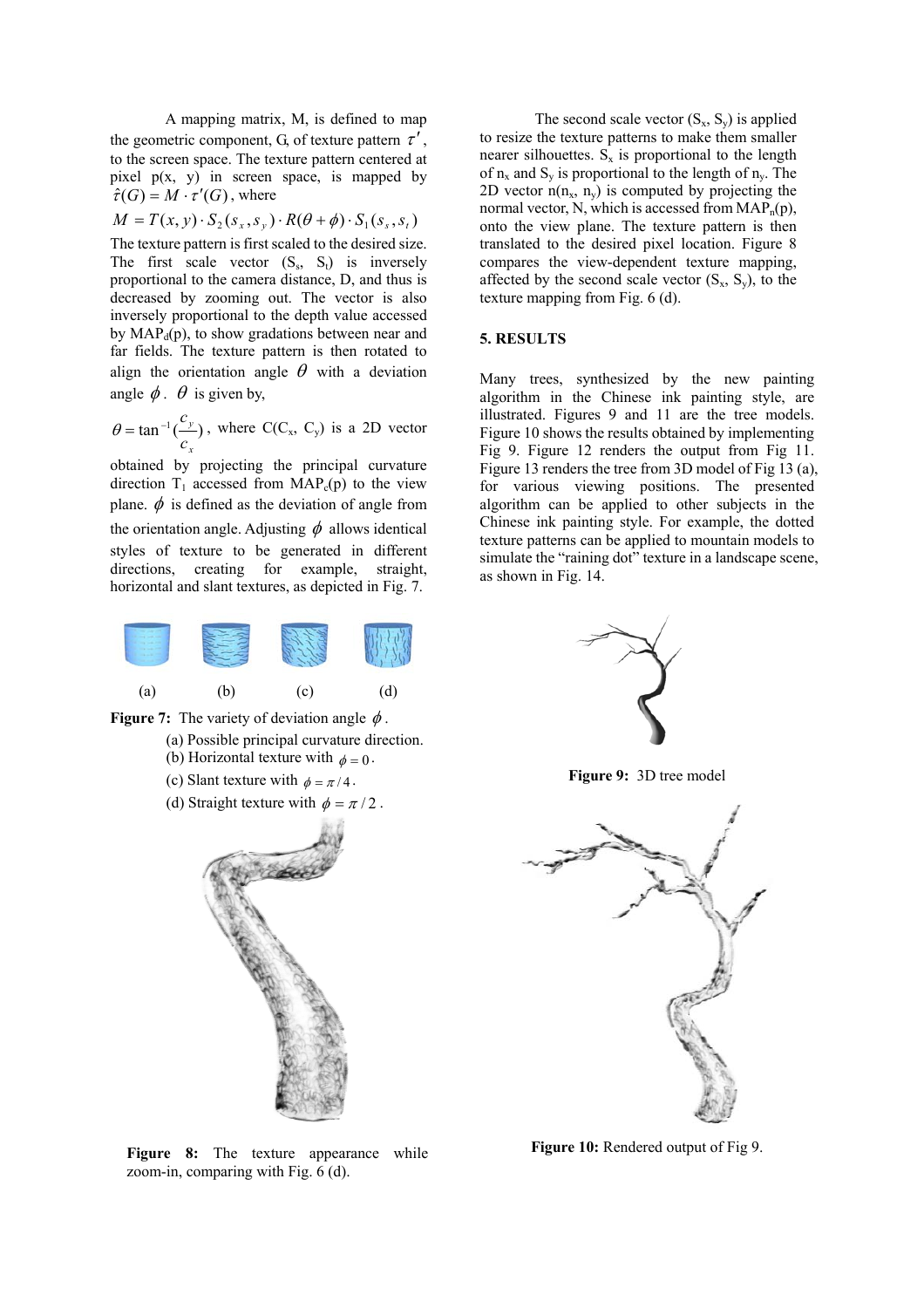A mapping matrix, M, is defined to map the geometric component, G, of texture pattern $\tau'$, to the screen space. The texture pattern centered at pixel p(x, y) in screen space, is mapped by $\hat{\tau}(G) = M \cdot \tau'(G)$, where

$$M = T(x, y) \cdot S_2(s_x, s_y) \cdot R(\theta + \phi) \cdot S_1(s_s, s_t)$$

The texture pattern is first scaled to the desired size. The first scale vector ($S_s$, $S_t$) is inversely proportional to the camera distance, D, and thus is decreased by zooming out. The vector is also inversely proportional to the depth value accessed by $MAP_d(p)$, to show gradations between near and far fields. The texture pattern is then rotated to align the orientation angle $\theta$ with a deviation angle $\phi$. $\theta$ is given by,

$\theta = \tan^{-1}(\frac{c_y}{c_x})$, where C($C_x$, $C_y$) is a 2D vector obtained by projecting the principal curvature direction $T_1$ accessed from $MAP_c(p)$ to the view plane. $\phi$ is defined as the deviation of angle from the orientation angle. Adjusting $\phi$ allows identical styles of texture to be generated in different directions, creating for example, straight, horizontal and slant textures, as depicted in Fig. 7.

(a) (b) (c) (d)

**Figure 7:** The variety of deviation angle $\phi$.
(a) Possible principal curvature direction.
(b) Horizontal texture with $\phi = 0$.
(c) Slant texture with $\phi = \pi/4$.
(d) Straight texture with $\phi = \pi/2$.

**Figure 8:** The texture appearance while zoom-in, comparing with Fig. 6 (d).

The second scale vector ($S_x$, $S_y$) is applied to resize the texture patterns to make them smaller nearer silhouettes. $S_x$ is proportional to the length of $n_x$ and $S_y$ is proportional to the length of $n_y$. The 2D vector n($n_x$, $n_y$) is computed by projecting the normal vector, N, which is accessed from $MAP_n(p)$, onto the view plane. The texture pattern is then translated to the desired pixel location. Figure 8 compares the view-dependent texture mapping, affected by the second scale vector ($S_x$, $S_y$), to the texture mapping from Fig. 6 (d).

## 5. RESULTS

Many trees, synthesized by the new painting algorithm in the Chinese ink painting style, are illustrated. Figures 9 and 11 are the tree models. Figure 10 shows the results obtained by implementing Fig 9. Figure 12 renders the output from Fig 11. Figure 13 renders the tree from 3D model of Fig 13 (a), for various viewing positions. The presented algorithm can be applied to other subjects in the Chinese ink painting style. For example, the dotted texture patterns can be applied to mountain models to simulate the "raining dot" texture in a landscape scene, as shown in Fig. 14.

**Figure 9:** 3D tree model

**Figure 10:** Rendered output of Fig 9.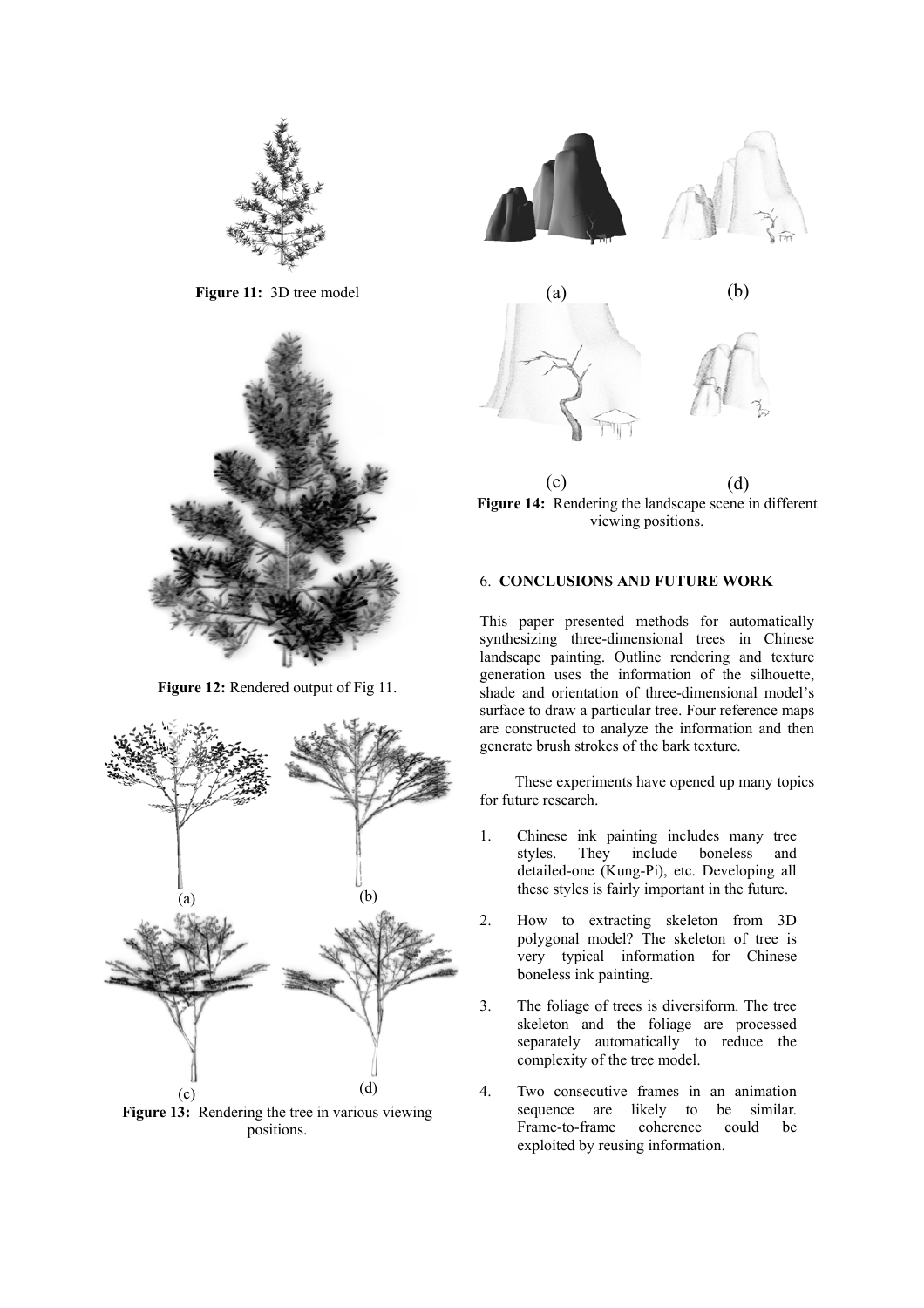**Figure 11:** 3D tree model

**Figure 12:** Rendered output of Fig 11.

(a) (b)

(c) (d)

**Figure 13:** Rendering the tree in various viewing positions.

(a) (b)

(c) (d)

**Figure 14:** Rendering the landscape scene in different viewing positions.

## 6. CONCLUSIONS AND FUTURE WORK

This paper presented methods for automatically synthesizing three-dimensional trees in Chinese landscape painting. Outline rendering and texture generation uses the information of the silhouette, shade and orientation of three-dimensional model's surface to draw a particular tree. Four reference maps are constructed to analyze the information and then generate brush strokes of the bark texture.

These experiments have opened up many topics for future research.

1. Chinese ink painting includes many tree styles. They include boneless and detailed-one (Kung-Pi), etc. Developing all these styles is fairly important in the future.
2. How to extracting skeleton from 3D polygonal model? The skeleton of tree is very typical information for Chinese boneless ink painting.
3. The foliage of trees is diversiform. The tree skeleton and the foliage are processed separately automatically to reduce the complexity of the tree model.
4. Two consecutive frames in an animation sequence are likely to be similar. Frame-to-frame coherence could be exploited by reusing information.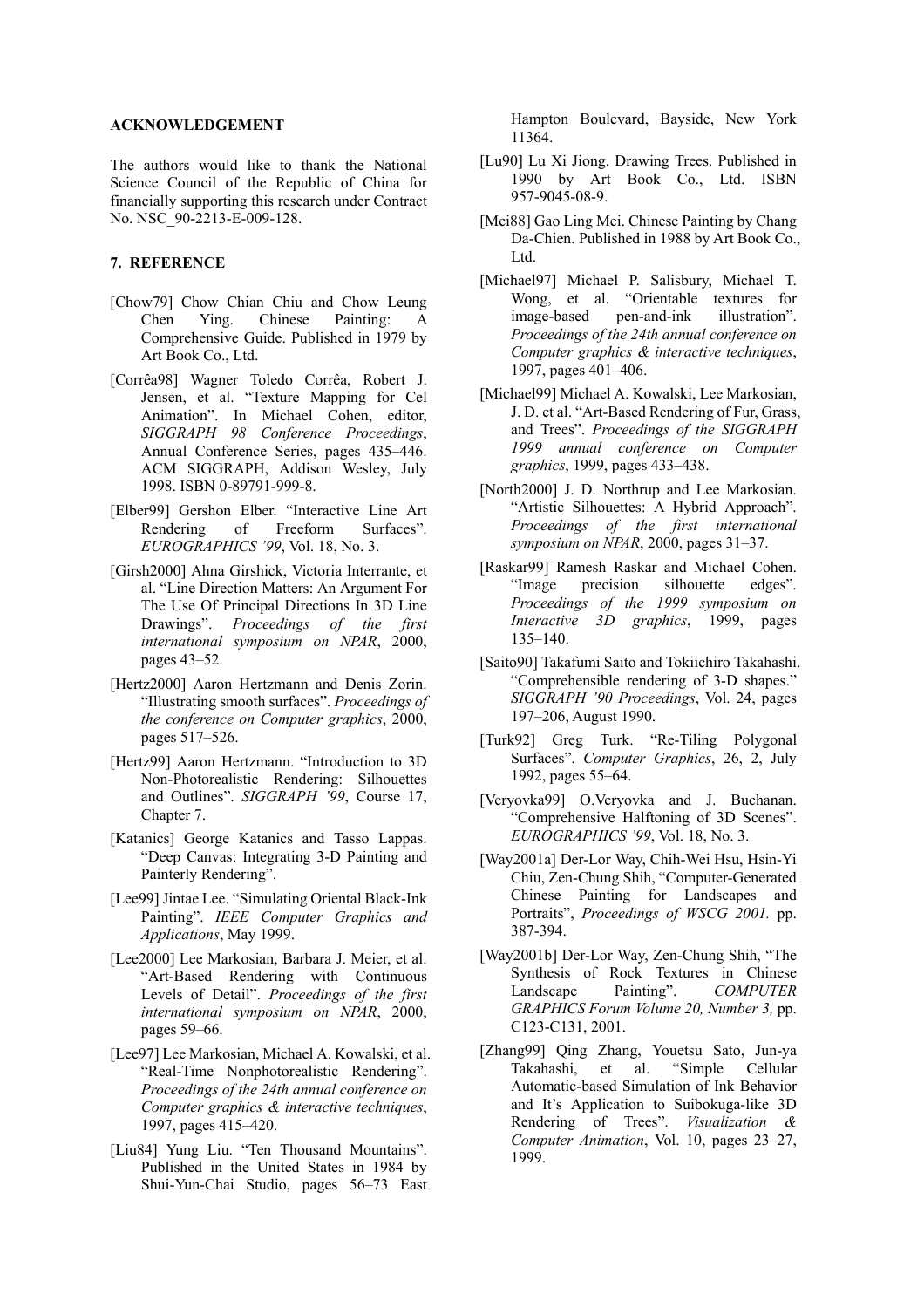**ACKNOWLEDGEMENT**

The authors would like to thank the National Science Council of the Republic of China for financially supporting this research under Contract No. NSC_90-2213-E-009-128.

## 7. REFERENCE

[Chow79] Chow Chian Chiu and Chow Leung Chen Ying. Chinese Painting: A Comprehensive Guide. Published in 1979 by Art Book Co., Ltd.

[Corrêa98] Wagner Toledo Corrêa, Robert J. Jensen, et al. "Texture Mapping for Cel Animation". In Michael Cohen, editor, *SIGGRAPH 98 Conference Proceedings*, Annual Conference Series, pages 435–446. ACM SIGGRAPH, Addison Wesley, July 1998. ISBN 0-89791-999-8.

[Elber99] Gershon Elber. "Interactive Line Art Rendering of Freeform Surfaces". *EUROGRAPHICS '99*, Vol. 18, No. 3.

[Girsh2000] Ahna Girshick, Victoria Interrante, et al. "Line Direction Matters: An Argument For The Use Of Principal Directions In 3D Line Drawings". *Proceedings of the first international symposium on NPAR*, 2000, pages 43–52.

[Hertz2000] Aaron Hertzmann and Denis Zorin. "Illustrating smooth surfaces". *Proceedings of the conference on Computer graphics*, 2000, pages 517–526.

[Hertz99] Aaron Hertzmann. "Introduction to 3D Non-Photorealistic Rendering: Silhouettes and Outlines". *SIGGRAPH '99*, Course 17, Chapter 7.

[Katanics] George Katanics and Tasso Lappas. "Deep Canvas: Integrating 3-D Painting and Painterly Rendering".

[Lee99] Jintae Lee. "Simulating Oriental Black-Ink Painting". *IEEE Computer Graphics and Applications*, May 1999.

[Lee2000] Lee Markosian, Barbara J. Meier, et al. "Art-Based Rendering with Continuous Levels of Detail". *Proceedings of the first international symposium on NPAR*, 2000, pages 59–66.

[Lee97] Lee Markosian, Michael A. Kowalski, et al. "Real-Time Nonphotorealistic Rendering". *Proceedings of the 24th annual conference on Computer graphics & interactive techniques*, 1997, pages 415–420.

[Liu84] Yung Liu. "Ten Thousand Mountains". Published in the United States in 1984 by Shui-Yun-Chai Studio, pages 56–73 East Hampton Boulevard, Bayside, New York 11364.

[Lu90] Lu Xi Jiong. Drawing Trees. Published in 1990 by Art Book Co., Ltd. ISBN 957-9045-08-9.

[Mei88] Gao Ling Mei. Chinese Painting by Chang Da-Chien. Published in 1988 by Art Book Co., Ltd.

[Michael97] Michael P. Salisbury, Michael T. Wong, et al. "Orientable textures for image-based pen-and-ink illustration". *Proceedings of the 24th annual conference on Computer graphics & interactive techniques*, 1997, pages 401–406.

[Michael99] Michael A. Kowalski, Lee Markosian, J. D. et al. "Art-Based Rendering of Fur, Grass, and Trees". *Proceedings of the SIGGRAPH 1999 annual conference on Computer graphics*, 1999, pages 433–438.

[North2000] J. D. Northrup and Lee Markosian. "Artistic Silhouettes: A Hybrid Approach". *Proceedings of the first international symposium on NPAR*, 2000, pages 31–37.

[Raskar99] Ramesh Raskar and Michael Cohen. "Image precision silhouette edges". *Proceedings of the 1999 symposium on Interactive 3D graphics*, 1999, pages 135–140.

[Saito90] Takafumi Saito and Tokiichiro Takahashi. "Comprehensible rendering of 3-D shapes." *SIGGRAPH '90 Proceedings*, Vol. 24, pages 197–206, August 1990.

[Turk92] Greg Turk. "Re-Tiling Polygonal Surfaces". *Computer Graphics*, 26, 2, July 1992, pages 55–64.

[Veryovka99] O.Veryovka and J. Buchanan. "Comprehensive Halftoning of 3D Scenes". *EUROGRAPHICS '99*, Vol. 18, No. 3.

[Way2001a] Der-Lor Way, Chih-Wei Hsu, Hsin-Yi Chiu, Zen-Chung Shih, "Computer-Generated Chinese Painting for Landscapes and Portraits", *Proceedings of WSCG 2001.* pp. 387-394.

[Way2001b] Der-Lor Way, Zen-Chung Shih, "The Synthesis of Rock Textures in Chinese Landscape Painting". *COMPUTER GRAPHICS Forum Volume 20, Number 3,* pp. C123-C131, 2001.

[Zhang99] Qing Zhang, Youetsu Sato, Jun-ya Takahashi, et al. "Simple Cellular Automatic-based Simulation of Ink Behavior and It's Application to Suibokuga-like 3D Rendering of Trees". *Visualization & Computer Animation*, Vol. 10, pages 23–27, 1999.